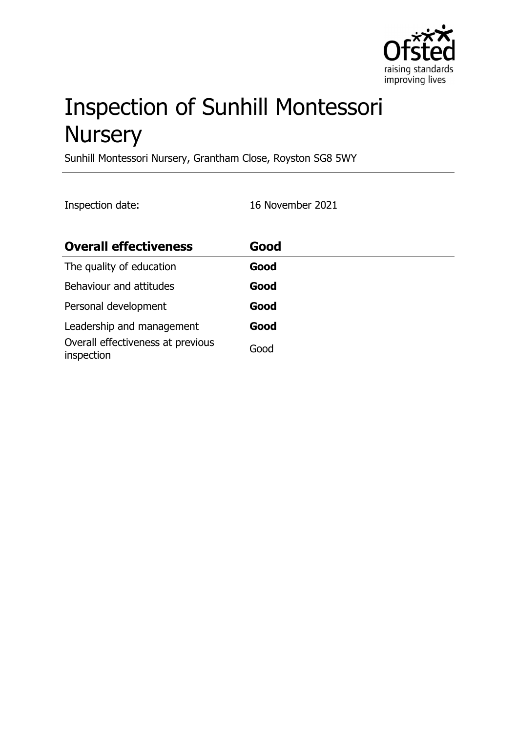# Inspection of Sunhill Montessori Nursery

Sunhill Montessori Nursery, Grantham Close, Royston SG8 5WY

Inspection date: 16 November 2021

| **Overall effectiveness** | **Good** |
| --- | --- |
| The quality of education | **Good** |
| Behaviour and attitudes | **Good** |
| Personal development | **Good** |
| Leadership and management | **Good** |
| Overall effectiveness at previous inspection | Good |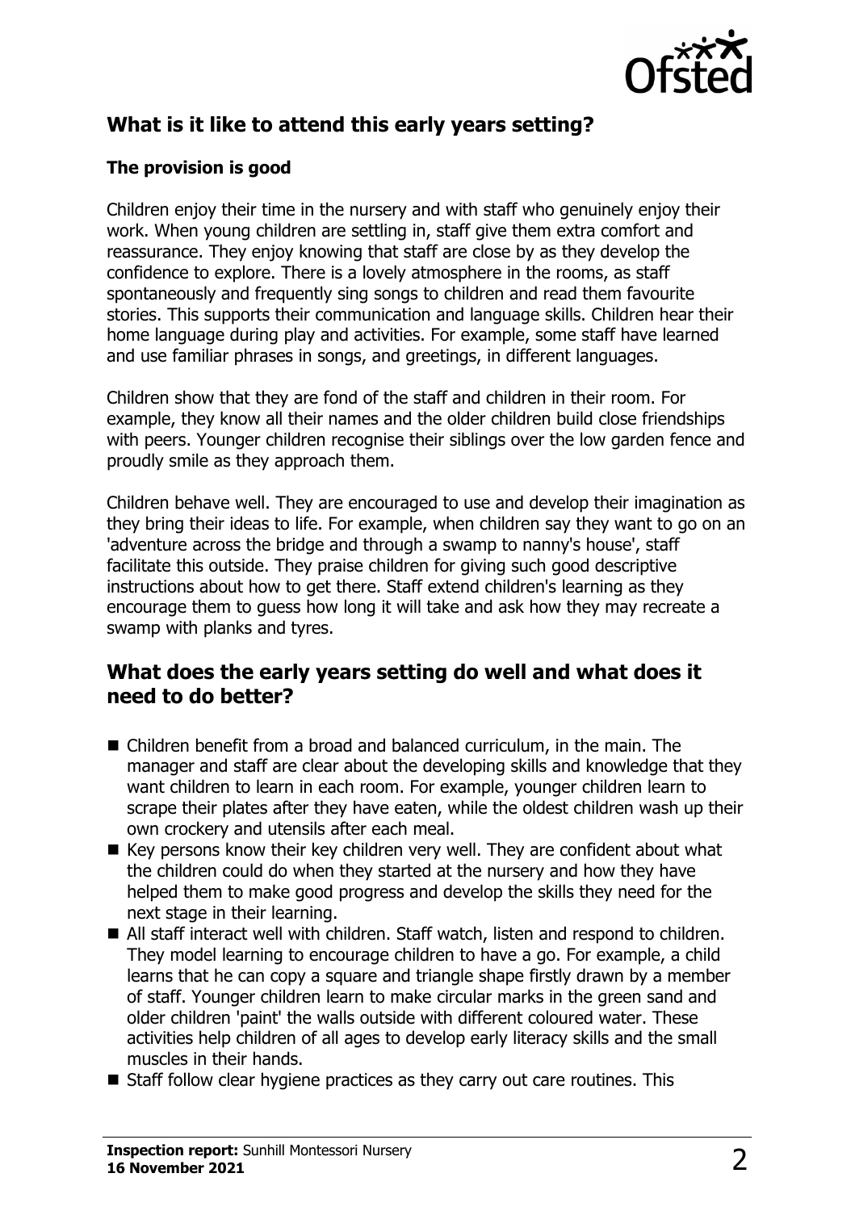## What is it like to attend this early years setting?

### The provision is good

Children enjoy their time in the nursery and with staff who genuinely enjoy their work. When young children are settling in, staff give them extra comfort and reassurance. They enjoy knowing that staff are close by as they develop the confidence to explore. There is a lovely atmosphere in the rooms, as staff spontaneously and frequently sing songs to children and read them favourite stories. This supports their communication and language skills. Children hear their home language during play and activities. For example, some staff have learned and use familiar phrases in songs, and greetings, in different languages.

Children show that they are fond of the staff and children in their room. For example, they know all their names and the older children build close friendships with peers. Younger children recognise their siblings over the low garden fence and proudly smile as they approach them.

Children behave well. They are encouraged to use and develop their imagination as they bring their ideas to life. For example, when children say they want to go on an 'adventure across the bridge and through a swamp to nanny's house', staff facilitate this outside. They praise children for giving such good descriptive instructions about how to get there. Staff extend children's learning as they encourage them to guess how long it will take and ask how they may recreate a swamp with planks and tyres.

## What does the early years setting do well and what does it need to do better?

- Children benefit from a broad and balanced curriculum, in the main. The manager and staff are clear about the developing skills and knowledge that they want children to learn in each room. For example, younger children learn to scrape their plates after they have eaten, while the oldest children wash up their own crockery and utensils after each meal.
- Key persons know their key children very well. They are confident about what the children could do when they started at the nursery and how they have helped them to make good progress and develop the skills they need for the next stage in their learning.
- All staff interact well with children. Staff watch, listen and respond to children. They model learning to encourage children to have a go. For example, a child learns that he can copy a square and triangle shape firstly drawn by a member of staff. Younger children learn to make circular marks in the green sand and older children 'paint' the walls outside with different coloured water. These activities help children of all ages to develop early literacy skills and the small muscles in their hands.
- Staff follow clear hygiene practices as they carry out care routines. This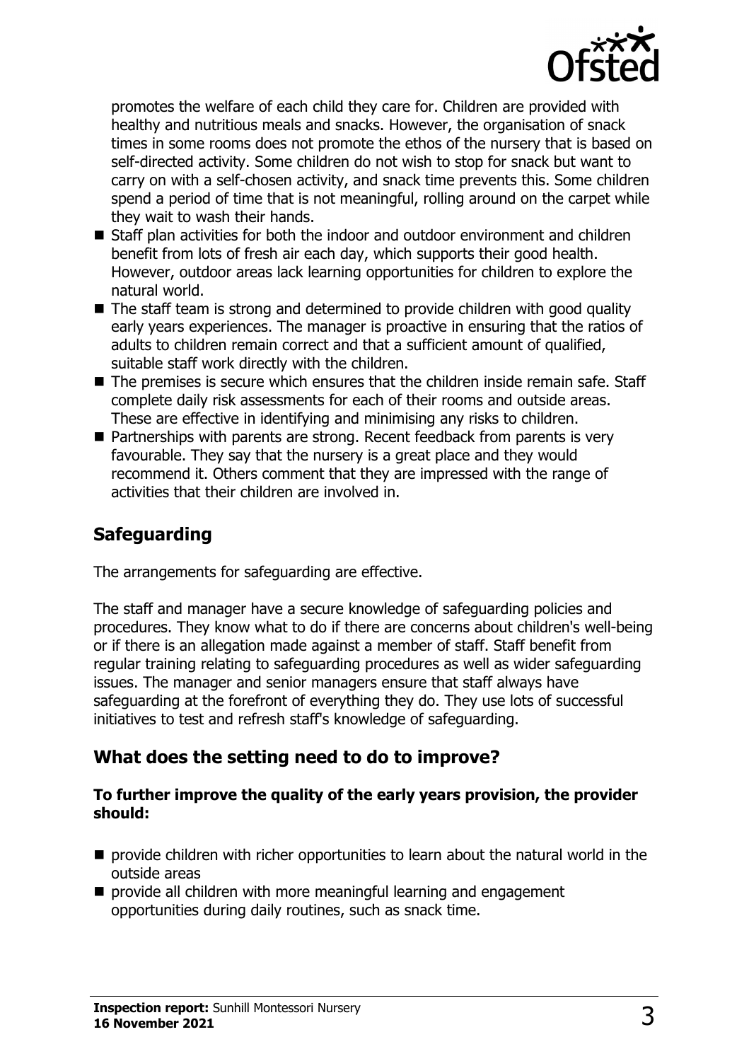promotes the welfare of each child they care for. Children are provided with healthy and nutritious meals and snacks. However, the organisation of snack times in some rooms does not promote the ethos of the nursery that is based on self-directed activity. Some children do not wish to stop for snack but want to carry on with a self-chosen activity, and snack time prevents this. Some children spend a period of time that is not meaningful, rolling around on the carpet while they wait to wash their hands.

- Staff plan activities for both the indoor and outdoor environment and children benefit from lots of fresh air each day, which supports their good health. However, outdoor areas lack learning opportunities for children to explore the natural world.
- The staff team is strong and determined to provide children with good quality early years experiences. The manager is proactive in ensuring that the ratios of adults to children remain correct and that a sufficient amount of qualified, suitable staff work directly with the children.
- The premises is secure which ensures that the children inside remain safe. Staff complete daily risk assessments for each of their rooms and outside areas. These are effective in identifying and minimising any risks to children.
- Partnerships with parents are strong. Recent feedback from parents is very favourable. They say that the nursery is a great place and they would recommend it. Others comment that they are impressed with the range of activities that their children are involved in.

## Safeguarding

The arrangements for safeguarding are effective.

The staff and manager have a secure knowledge of safeguarding policies and procedures. They know what to do if there are concerns about children's well-being or if there is an allegation made against a member of staff. Staff benefit from regular training relating to safeguarding procedures as well as wider safeguarding issues. The manager and senior managers ensure that staff always have safeguarding at the forefront of everything they do. They use lots of successful initiatives to test and refresh staff's knowledge of safeguarding.

## What does the setting need to do to improve?

**To further improve the quality of the early years provision, the provider should:**

- provide children with richer opportunities to learn about the natural world in the outside areas
- provide all children with more meaningful learning and engagement opportunities during daily routines, such as snack time.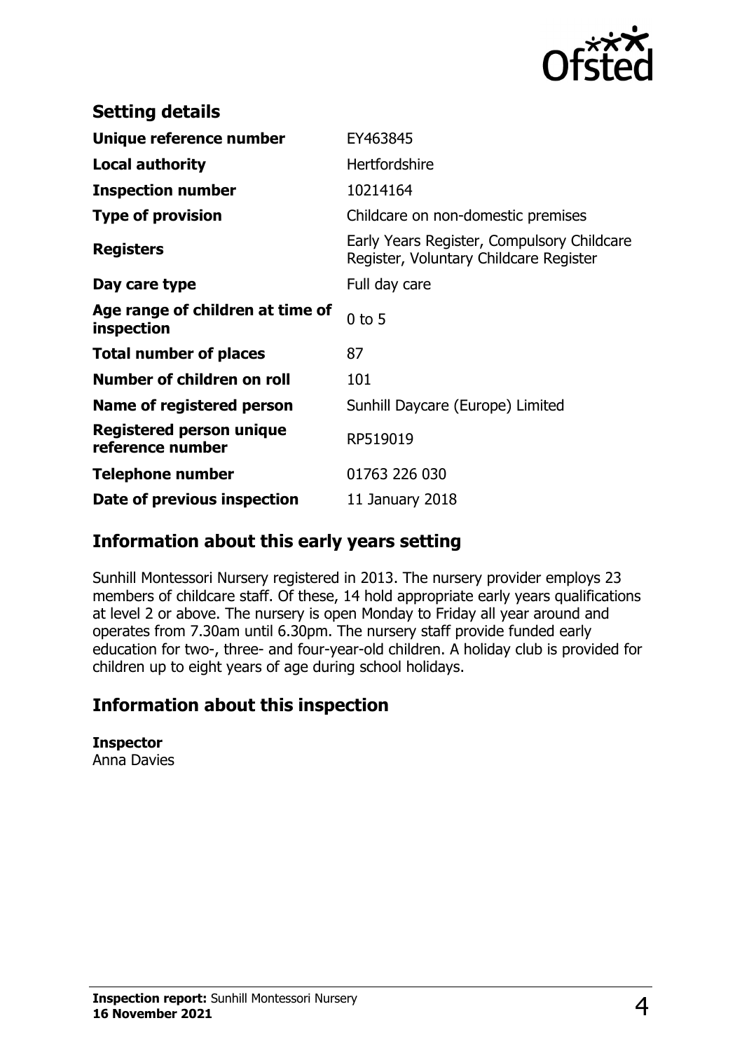## Setting details

| | |
|---|---|
| **Unique reference number** | EY463845 |
| **Local authority** | Hertfordshire |
| **Inspection number** | 10214164 |
| **Type of provision** | Childcare on non-domestic premises |
| **Registers** | Early Years Register, Compulsory Childcare Register, Voluntary Childcare Register |
| **Day care type** | Full day care |
| **Age range of children at time of inspection** | 0 to 5 |
| **Total number of places** | 87 |
| **Number of children on roll** | 101 |
| **Name of registered person** | Sunhill Daycare (Europe) Limited |
| **Registered person unique reference number** | RP519019 |
| **Telephone number** | 01763 226 030 |
| **Date of previous inspection** | 11 January 2018 |

## Information about this early years setting

Sunhill Montessori Nursery registered in 2013. The nursery provider employs 23 members of childcare staff. Of these, 14 hold appropriate early years qualifications at level 2 or above. The nursery is open Monday to Friday all year around and operates from 7.30am until 6.30pm. The nursery staff provide funded early education for two-, three- and four-year-old children. A holiday club is provided for children up to eight years of age during school holidays.

## Information about this inspection

**Inspector**
Anna Davies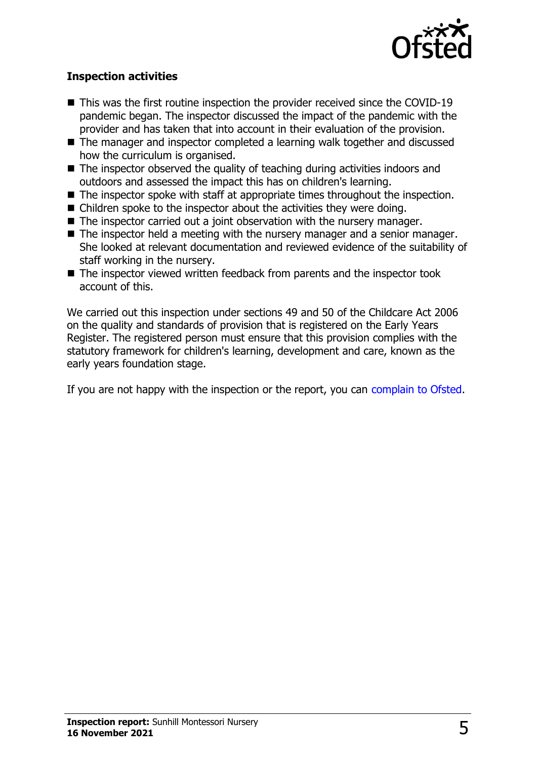**Inspection activities**

- This was the first routine inspection the provider received since the COVID-19 pandemic began. The inspector discussed the impact of the pandemic with the provider and has taken that into account in their evaluation of the provision.
- The manager and inspector completed a learning walk together and discussed how the curriculum is organised.
- The inspector observed the quality of teaching during activities indoors and outdoors and assessed the impact this has on children's learning.
- The inspector spoke with staff at appropriate times throughout the inspection.
- Children spoke to the inspector about the activities they were doing.
- The inspector carried out a joint observation with the nursery manager.
- The inspector held a meeting with the nursery manager and a senior manager. She looked at relevant documentation and reviewed evidence of the suitability of staff working in the nursery.
- The inspector viewed written feedback from parents and the inspector took account of this.

We carried out this inspection under sections 49 and 50 of the Childcare Act 2006 on the quality and standards of provision that is registered on the Early Years Register. The registered person must ensure that this provision complies with the statutory framework for children's learning, development and care, known as the early years foundation stage.

If you are not happy with the inspection or the report, you can complain to Ofsted.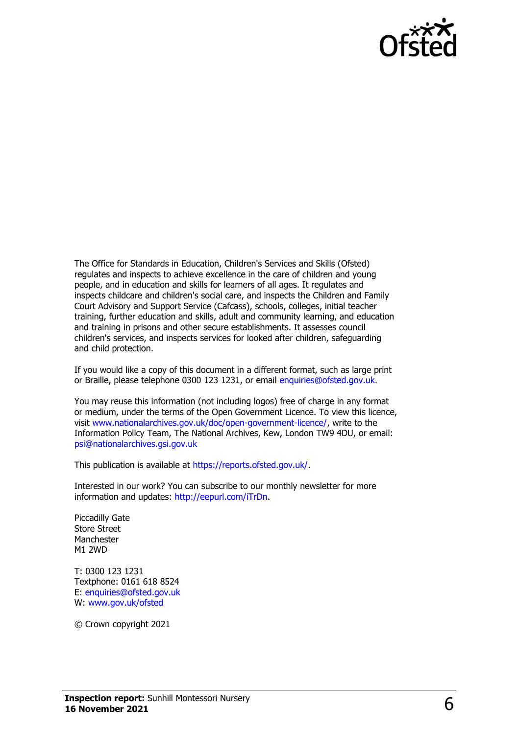The Office for Standards in Education, Children's Services and Skills (Ofsted) regulates and inspects to achieve excellence in the care of children and young people, and in education and skills for learners of all ages. It regulates and inspects childcare and children's social care, and inspects the Children and Family Court Advisory and Support Service (Cafcass), schools, colleges, initial teacher training, further education and skills, adult and community learning, and education and training in prisons and other secure establishments. It assesses council children's services, and inspects services for looked after children, safeguarding and child protection.

If you would like a copy of this document in a different format, such as large print or Braille, please telephone 0300 123 1231, or email enquiries@ofsted.gov.uk.

You may reuse this information (not including logos) free of charge in any format or medium, under the terms of the Open Government Licence. To view this licence, visit www.nationalarchives.gov.uk/doc/open-government-licence/, write to the Information Policy Team, The National Archives, Kew, London TW9 4DU, or email: psi@nationalarchives.gsi.gov.uk

This publication is available at https://reports.ofsted.gov.uk/.

Interested in our work? You can subscribe to our monthly newsletter for more information and updates: http://eepurl.com/iTrDn.

Piccadilly Gate
Store Street
Manchester
M1 2WD

T: 0300 123 1231
Textphone: 0161 618 8524
E: enquiries@ofsted.gov.uk
W: www.gov.uk/ofsted

© Crown copyright 2021